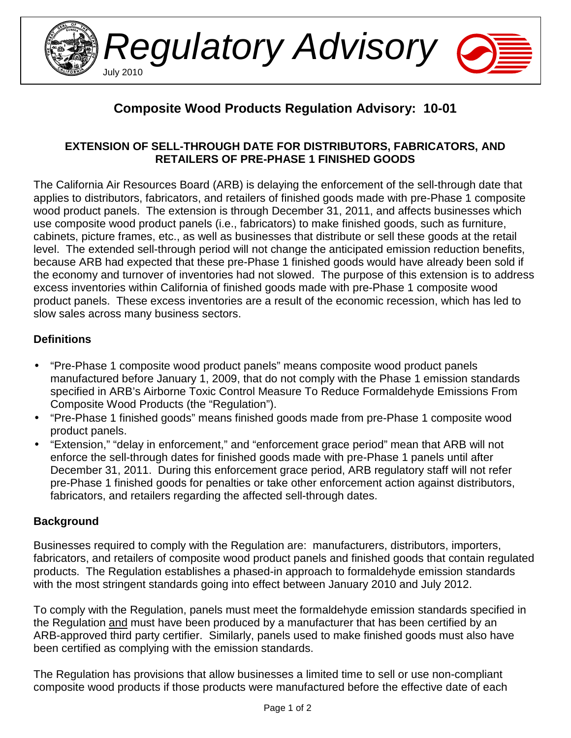# Regulatory Advisory

July 2010

## Composite Wood Products Regulation Advisory: 10-01

### EXTENSION OF SELL-THROUGH DATE FOR DISTRIBUTORS, FABRICATORS, AND RETAILERS OF PRE-PHASE 1 FINISHED GOODS

The California Air Resources Board (ARB) is delaying the enforcement of the sell-through date that applies to distributors, fabricators, and retailers of finished goods made with pre-Phase 1 composite wood product panels. The extension is through December 31, 2011, and affects businesses which use composite wood product panels (i.e., fabricators) to make finished goods, such as furniture, cabinets, picture frames, etc., as well as businesses that distribute or sell these goods at the retail level. The extended sell-through period will not change the anticipated emission reduction benefits, because ARB had expected that these pre-Phase 1 finished goods would have already been sold if the economy and turnover of inventories had not slowed. The purpose of this extension is to address excess inventories within California of finished goods made with pre-Phase 1 composite wood product panels. These excess inventories are a result of the economic recession, which has led to slow sales across many business sectors.

### Definitions

- "Pre-Phase 1 composite wood product panels" means composite wood product panels manufactured before January 1, 2009, that do not comply with the Phase 1 emission standards specified in ARB's Airborne Toxic Control Measure To Reduce Formaldehyde Emissions From Composite Wood Products (the "Regulation").
- "Pre-Phase 1 finished goods" means finished goods made from pre-Phase 1 composite wood product panels.
- "Extension," "delay in enforcement," and "enforcement grace period" mean that ARB will not enforce the sell-through dates for finished goods made with pre-Phase 1 panels until after December 31, 2011. During this enforcement grace period, ARB regulatory staff will not refer pre-Phase 1 finished goods for penalties or take other enforcement action against distributors, fabricators, and retailers regarding the affected sell-through dates.

### Background

Businesses required to comply with the Regulation are: manufacturers, distributors, importers, fabricators, and retailers of composite wood product panels and finished goods that contain regulated products. The Regulation establishes a phased-in approach to formaldehyde emission standards with the most stringent standards going into effect between January 2010 and July 2012.

To comply with the Regulation, panels must meet the formaldehyde emission standards specified in the Regulation <u>and</u> must have been produced by a manufacturer that has been certified by an ARB-approved third party certifier. Similarly, panels used to make finished goods must also have been certified as complying with the emission standards.

The Regulation has provisions that allow businesses a limited time to sell or use non-compliant composite wood products if those products were manufactured before the effective date of each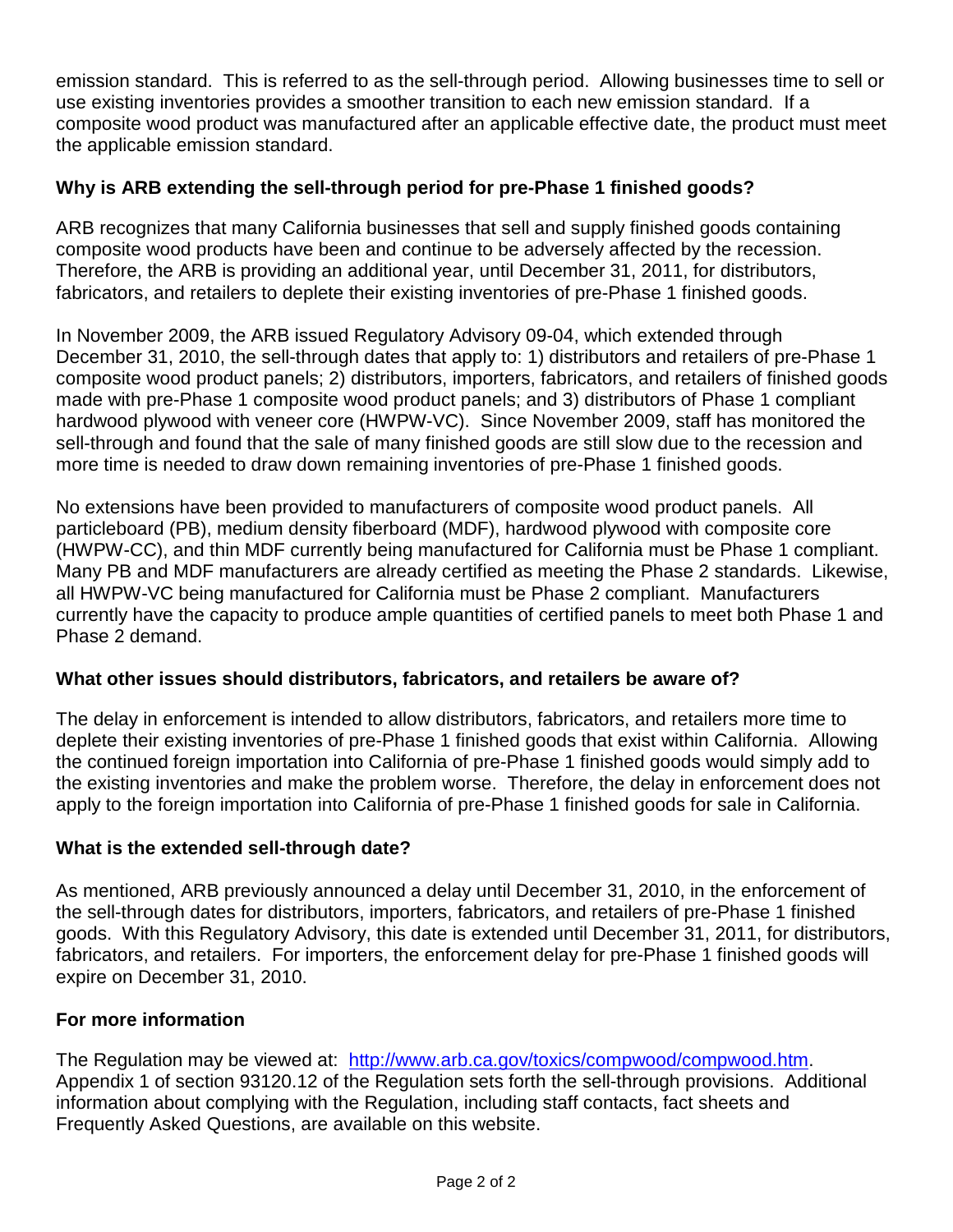emission standard. This is referred to as the sell-through period. Allowing businesses time to sell or use existing inventories provides a smoother transition to each new emission standard. If a composite wood product was manufactured after an applicable effective date, the product must meet the applicable emission standard.

## Why is ARB extending the sell-through period for pre-Phase 1 finished goods?

ARB recognizes that many California businesses that sell and supply finished goods containing composite wood products have been and continue to be adversely affected by the recession. Therefore, the ARB is providing an additional year, until December 31, 2011, for distributors, fabricators, and retailers to deplete their existing inventories of pre-Phase 1 finished goods.

In November 2009, the ARB issued Regulatory Advisory 09-04, which extended through December 31, 2010, the sell-through dates that apply to: 1) distributors and retailers of pre-Phase 1 composite wood product panels; 2) distributors, importers, fabricators, and retailers of finished goods made with pre-Phase 1 composite wood product panels; and 3) distributors of Phase 1 compliant hardwood plywood with veneer core (HWPW-VC). Since November 2009, staff has monitored the sell-through and found that the sale of many finished goods are still slow due to the recession and more time is needed to draw down remaining inventories of pre-Phase 1 finished goods.

No extensions have been provided to manufacturers of composite wood product panels. All particleboard (PB), medium density fiberboard (MDF), hardwood plywood with composite core (HWPW-CC), and thin MDF currently being manufactured for California must be Phase 1 compliant. Many PB and MDF manufacturers are already certified as meeting the Phase 2 standards. Likewise, all HWPW-VC being manufactured for California must be Phase 2 compliant. Manufacturers currently have the capacity to produce ample quantities of certified panels to meet both Phase 1 and Phase 2 demand.

## What other issues should distributors, fabricators, and retailers be aware of?

The delay in enforcement is intended to allow distributors, fabricators, and retailers more time to deplete their existing inventories of pre-Phase 1 finished goods that exist within California. Allowing the continued foreign importation into California of pre-Phase 1 finished goods would simply add to the existing inventories and make the problem worse. Therefore, the delay in enforcement does not apply to the foreign importation into California of pre-Phase 1 finished goods for sale in California.

## What is the extended sell-through date?

As mentioned, ARB previously announced a delay until December 31, 2010, in the enforcement of the sell-through dates for distributors, importers, fabricators, and retailers of pre-Phase 1 finished goods. With this Regulatory Advisory, this date is extended until December 31, 2011, for distributors, fabricators, and retailers. For importers, the enforcement delay for pre-Phase 1 finished goods will expire on December 31, 2010.

## For more information

The Regulation may be viewed at: http://www.arb.ca.gov/toxics/compwood/compwood.htm. Appendix 1 of section 93120.12 of the Regulation sets forth the sell-through provisions. Additional information about complying with the Regulation, including staff contacts, fact sheets and Frequently Asked Questions, are available on this website.